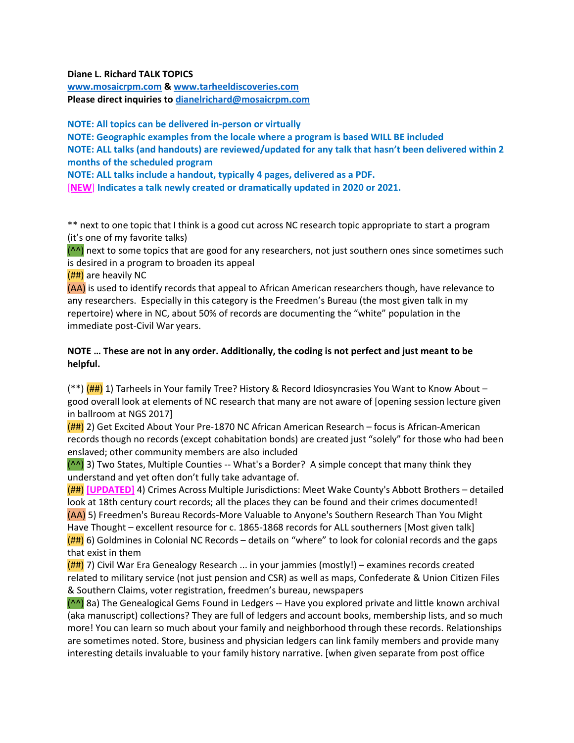**Diane L. Richard TALK TOPICS**
**[www.mosaicrpm.com](http://www.mosaicrpm.com) & [www.tarheeldiscoveries.com](http://www.tarheeldiscoveries.com)**
**Please direct inquiries to [dianelrichard@mosaicrpm.com](mailto:dianelrichard@mosaicrpm.com)**

**NOTE: All topics can be delivered in-person or virtually**
**NOTE: Geographic examples from the locale where a program is based WILL BE included**
**NOTE: ALL talks (and handouts) are reviewed/updated for any talk that hasn't been delivered within 2 months of the scheduled program**
**NOTE: ALL talks include a handout, typically 4 pages, delivered as a PDF.**
[**NEW**] **Indicates a talk newly created or dramatically updated in 2020 or 2021.**

** next to one topic that I think is a good cut across NC research topic appropriate to start a program (it's one of my favorite talks)
(^^) next to some topics that are good for any researchers, not just southern ones since sometimes such is desired in a program to broaden its appeal
(##) are heavily NC
(AA) is used to identify records that appeal to African American researchers though, have relevance to any researchers. Especially in this category is the Freedmen's Bureau (the most given talk in my repertoire) where in NC, about 50% of records are documenting the "white" population in the immediate post-Civil War years.

**NOTE … These are not in any order. Additionally, the coding is not perfect and just meant to be helpful.**

(**) (##) 1) Tarheels in Your family Tree? History & Record Idiosyncrasies You Want to Know About – good overall look at elements of NC research that many are not aware of [opening session lecture given in ballroom at NGS 2017]
(##) 2) Get Excited About Your Pre-1870 NC African American Research – focus is African-American records though no records (except cohabitation bonds) are created just "solely" for those who had been enslaved; other community members are also included
(^^) 3) Two States, Multiple Counties -- What's a Border? A simple concept that many think they understand and yet often don't fully take advantage of.
(##) **[UPDATED]** 4) Crimes Across Multiple Jurisdictions: Meet Wake County's Abbott Brothers – detailed look at 18th century court records; all the places they can be found and their crimes documented!
(AA) 5) Freedmen's Bureau Records-More Valuable to Anyone's Southern Research Than You Might Have Thought – excellent resource for c. 1865-1868 records for ALL southerners [Most given talk]
(##) 6) Goldmines in Colonial NC Records – details on "where" to look for colonial records and the gaps that exist in them
(##) 7) Civil War Era Genealogy Research ... in your jammies (mostly!) – examines records created related to military service (not just pension and CSR) as well as maps, Confederate & Union Citizen Files & Southern Claims, voter registration, freedmen's bureau, newspapers
(^^) 8a) The Genealogical Gems Found in Ledgers -- Have you explored private and little known archival (aka manuscript) collections? They are full of ledgers and account books, membership lists, and so much more! You can learn so much about your family and neighborhood through these records. Relationships are sometimes noted. Store, business and physician ledgers can link family members and provide many interesting details invaluable to your family history narrative. [when given separate from post office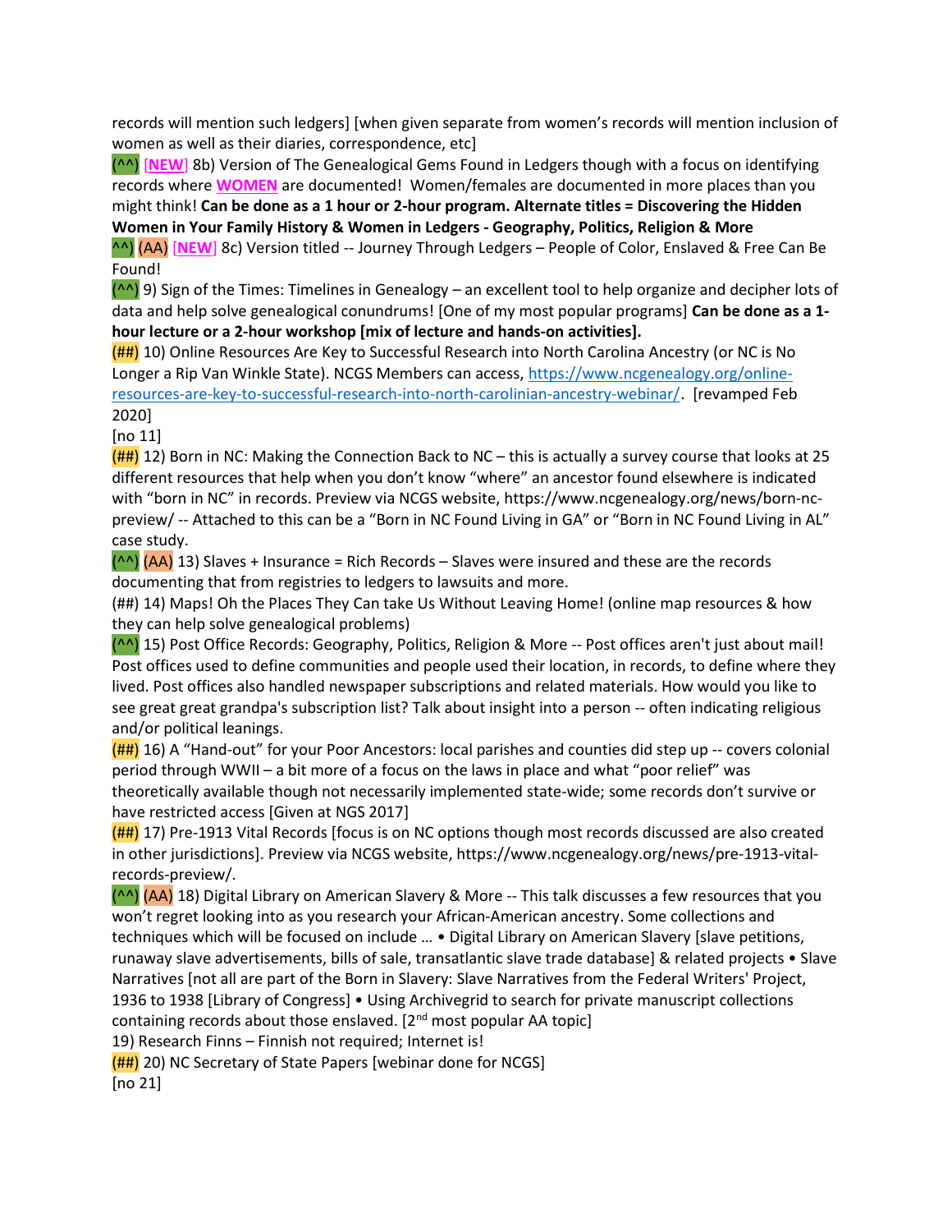records will mention such ledgers] [when given separate from women's records will mention inclusion of women as well as their diaries, correspondence, etc]

(^^) [**NEW**] 8b) Version of The Genealogical Gems Found in Ledgers though with a focus on identifying records where **WOMEN** are documented! Women/females are documented in more places than you might think! **Can be done as a 1 hour or 2-hour program. Alternate titles = Discovering the Hidden Women in Your Family History & Women in Ledgers - Geography, Politics, Religion & More**

^^) (AA) [**NEW**] 8c) Version titled -- Journey Through Ledgers – People of Color, Enslaved & Free Can Be Found!

(^^) 9) Sign of the Times: Timelines in Genealogy – an excellent tool to help organize and decipher lots of data and help solve genealogical conundrums! [One of my most popular programs] **Can be done as a 1-hour lecture or a 2-hour workshop [mix of lecture and hands-on activities].**

(##) 10) Online Resources Are Key to Successful Research into North Carolina Ancestry (or NC is No Longer a Rip Van Winkle State). NCGS Members can access, https://www.ncgenealogy.org/online-resources-are-key-to-successful-research-into-north-carolinian-ancestry-webinar/. [revamped Feb 2020]

[no 11]

(##) 12) Born in NC: Making the Connection Back to NC – this is actually a survey course that looks at 25 different resources that help when you don't know "where" an ancestor found elsewhere is indicated with "born in NC" in records. Preview via NCGS website, https://www.ncgenealogy.org/news/born-nc-preview/ -- Attached to this can be a "Born in NC Found Living in GA" or "Born in NC Found Living in AL" case study.

(^^) (AA) 13) Slaves + Insurance = Rich Records – Slaves were insured and these are the records documenting that from registries to ledgers to lawsuits and more.

(##) 14) Maps! Oh the Places They Can take Us Without Leaving Home! (online map resources & how they can help solve genealogical problems)

(^^) 15) Post Office Records: Geography, Politics, Religion & More -- Post offices aren't just about mail! Post offices used to define communities and people used their location, in records, to define where they lived. Post offices also handled newspaper subscriptions and related materials. How would you like to see great great grandpa's subscription list? Talk about insight into a person -- often indicating religious and/or political leanings.

(##) 16) A "Hand-out" for your Poor Ancestors: local parishes and counties did step up -- covers colonial period through WWII – a bit more of a focus on the laws in place and what "poor relief" was theoretically available though not necessarily implemented state-wide; some records don't survive or have restricted access [Given at NGS 2017]

(##) 17) Pre-1913 Vital Records [focus is on NC options though most records discussed are also created in other jurisdictions]. Preview via NCGS website, https://www.ncgenealogy.org/news/pre-1913-vital-records-preview/.

(^^) (AA) 18) Digital Library on American Slavery & More -- This talk discusses a few resources that you won't regret looking into as you research your African-American ancestry. Some collections and techniques which will be focused on include … • Digital Library on American Slavery [slave petitions, runaway slave advertisements, bills of sale, transatlantic slave trade database] & related projects • Slave Narratives [not all are part of the Born in Slavery: Slave Narratives from the Federal Writers' Project, 1936 to 1938 [Library of Congress] • Using Archivegrid to search for private manuscript collections containing records about those enslaved. [2nd most popular AA topic]

19) Research Finns – Finnish not required; Internet is!

(##) 20) NC Secretary of State Papers [webinar done for NCGS]

[no 21]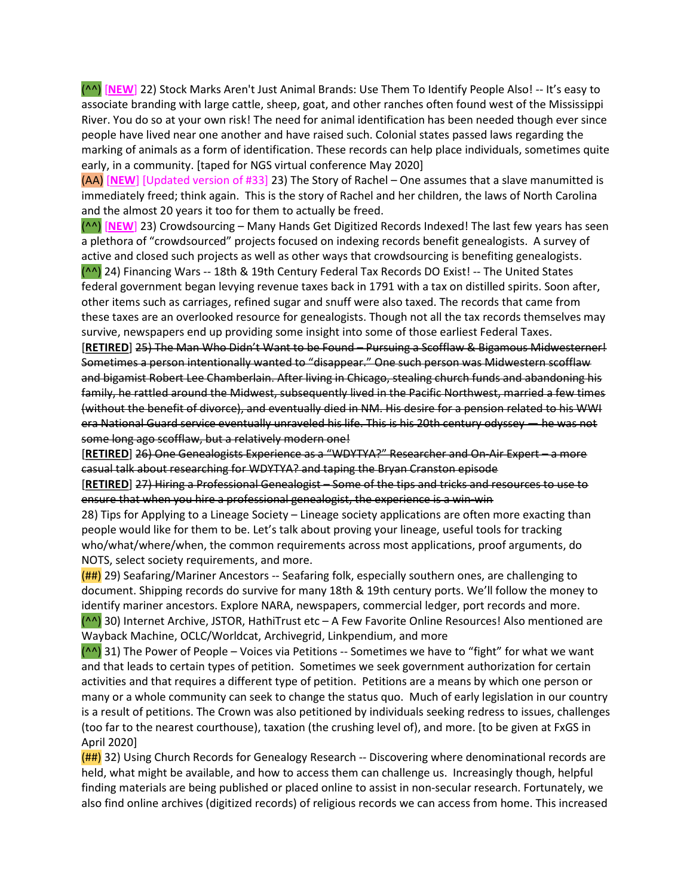(^^) [**NEW**] 22) Stock Marks Aren't Just Animal Brands: Use Them To Identify People Also! -- It's easy to associate branding with large cattle, sheep, goat, and other ranches often found west of the Mississippi River. You do so at your own risk! The need for animal identification has been needed though ever since people have lived near one another and have raised such. Colonial states passed laws regarding the marking of animals as a form of identification. These records can help place individuals, sometimes quite early, in a community. [taped for NGS virtual conference May 2020]

(AA) [**NEW**] [Updated version of #33] 23) The Story of Rachel – One assumes that a slave manumitted is immediately freed; think again. This is the story of Rachel and her children, the laws of North Carolina and the almost 20 years it too for them to actually be freed.

(^^) [**NEW**] 23) Crowdsourcing – Many Hands Get Digitized Records Indexed! The last few years has seen a plethora of "crowdsourced" projects focused on indexing records benefit genealogists. A survey of active and closed such projects as well as other ways that crowdsourcing is benefiting genealogists.

(^^) 24) Financing Wars -- 18th & 19th Century Federal Tax Records DO Exist! -- The United States federal government began levying revenue taxes back in 1791 with a tax on distilled spirits. Soon after, other items such as carriages, refined sugar and snuff were also taxed. The records that came from these taxes are an overlooked resource for genealogists. Though not all the tax records themselves may survive, newspapers end up providing some insight into some of those earliest Federal Taxes.

[**RETIRED**] ~~25) The Man Who Didn't Want to be Found – Pursuing a Scofflaw & Bigamous Midwesterner! Sometimes a person intentionally wanted to "disappear." One such person was Midwestern scofflaw and bigamist Robert Lee Chamberlain. After living in Chicago, stealing church funds and abandoning his family, he rattled around the Midwest, subsequently lived in the Pacific Northwest, married a few times (without the benefit of divorce), and eventually died in NM. His desire for a pension related to his WWI era National Guard service eventually unraveled his life. This is his 20th century odyssey — he was not some long ago scofflaw, but a relatively modern one!~~

[**RETIRED**] ~~26) One Genealogists Experience as a "WDYTYA?" Researcher and On-Air Expert – a more casual talk about researching for WDYTYA? and taping the Bryan Cranston episode~~

[**RETIRED**] ~~27) Hiring a Professional Genealogist – Some of the tips and tricks and resources to use to ensure that when you hire a professional genealogist, the experience is a win-win~~

28) Tips for Applying to a Lineage Society – Lineage society applications are often more exacting than people would like for them to be. Let's talk about proving your lineage, useful tools for tracking who/what/where/when, the common requirements across most applications, proof arguments, do NOTS, select society requirements, and more.

(##) 29) Seafaring/Mariner Ancestors -- Seafaring folk, especially southern ones, are challenging to document. Shipping records do survive for many 18th & 19th century ports. We'll follow the money to identify mariner ancestors. Explore NARA, newspapers, commercial ledger, port records and more.

(^^) 30) Internet Archive, JSTOR, HathiTrust etc – A Few Favorite Online Resources! Also mentioned are Wayback Machine, OCLC/Worldcat, Archivegrid, Linkpendium, and more

(^^) 31) The Power of People – Voices via Petitions -- Sometimes we have to "fight" for what we want and that leads to certain types of petition. Sometimes we seek government authorization for certain activities and that requires a different type of petition. Petitions are a means by which one person or many or a whole community can seek to change the status quo. Much of early legislation in our country is a result of petitions. The Crown was also petitioned by individuals seeking redress to issues, challenges (too far to the nearest courthouse), taxation (the crushing level of), and more. [to be given at FxGS in April 2020]

(##) 32) Using Church Records for Genealogy Research -- Discovering where denominational records are held, what might be available, and how to access them can challenge us. Increasingly though, helpful finding materials are being published or placed online to assist in non-secular research. Fortunately, we also find online archives (digitized records) of religious records we can access from home. This increased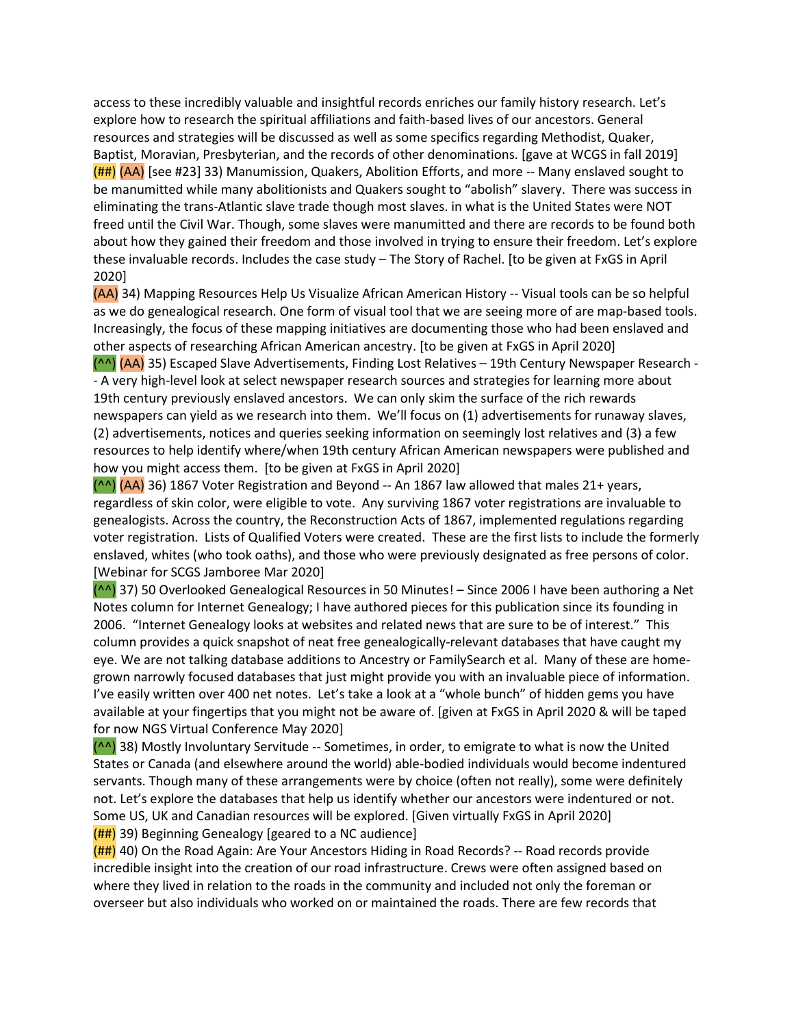access to these incredibly valuable and insightful records enriches our family history research. Let's explore how to research the spiritual affiliations and faith-based lives of our ancestors. General resources and strategies will be discussed as well as some specifics regarding Methodist, Quaker, Baptist, Moravian, Presbyterian, and the records of other denominations. [gave at WCGS in fall 2019]

(##) (AA) [see #23] 33) Manumission, Quakers, Abolition Efforts, and more -- Many enslaved sought to be manumitted while many abolitionists and Quakers sought to "abolish" slavery. There was success in eliminating the trans-Atlantic slave trade though most slaves. in what is the United States were NOT freed until the Civil War. Though, some slaves were manumitted and there are records to be found both about how they gained their freedom and those involved in trying to ensure their freedom. Let's explore these invaluable records. Includes the case study – The Story of Rachel. [to be given at FxGS in April 2020]

(AA) 34) Mapping Resources Help Us Visualize African American History -- Visual tools can be so helpful as we do genealogical research. One form of visual tool that we are seeing more of are map-based tools. Increasingly, the focus of these mapping initiatives are documenting those who had been enslaved and other aspects of researching African American ancestry. [to be given at FxGS in April 2020]

(^^) (AA) 35) Escaped Slave Advertisements, Finding Lost Relatives – 19th Century Newspaper Research -- A very high-level look at select newspaper research sources and strategies for learning more about 19th century previously enslaved ancestors. We can only skim the surface of the rich rewards newspapers can yield as we research into them. We'll focus on (1) advertisements for runaway slaves, (2) advertisements, notices and queries seeking information on seemingly lost relatives and (3) a few resources to help identify where/when 19th century African American newspapers were published and how you might access them. [to be given at FxGS in April 2020]

(^^) (AA) 36) 1867 Voter Registration and Beyond -- An 1867 law allowed that males 21+ years, regardless of skin color, were eligible to vote. Any surviving 1867 voter registrations are invaluable to genealogists. Across the country, the Reconstruction Acts of 1867, implemented regulations regarding voter registration. Lists of Qualified Voters were created. These are the first lists to include the formerly enslaved, whites (who took oaths), and those who were previously designated as free persons of color. [Webinar for SCGS Jamboree Mar 2020]

(^^) 37) 50 Overlooked Genealogical Resources in 50 Minutes! – Since 2006 I have been authoring a Net Notes column for Internet Genealogy; I have authored pieces for this publication since its founding in 2006. "Internet Genealogy looks at websites and related news that are sure to be of interest." This column provides a quick snapshot of neat free genealogically-relevant databases that have caught my eye. We are not talking database additions to Ancestry or FamilySearch et al. Many of these are home-grown narrowly focused databases that just might provide you with an invaluable piece of information. I've easily written over 400 net notes. Let's take a look at a "whole bunch" of hidden gems you have available at your fingertips that you might not be aware of. [given at FxGS in April 2020 & will be taped for now NGS Virtual Conference May 2020]

(^^) 38) Mostly Involuntary Servitude -- Sometimes, in order, to emigrate to what is now the United States or Canada (and elsewhere around the world) able-bodied individuals would become indentured servants. Though many of these arrangements were by choice (often not really), some were definitely not. Let's explore the databases that help us identify whether our ancestors were indentured or not. Some US, UK and Canadian resources will be explored. [Given virtually FxGS in April 2020]

(##) 39) Beginning Genealogy [geared to a NC audience]

(##) 40) On the Road Again: Are Your Ancestors Hiding in Road Records? -- Road records provide incredible insight into the creation of our road infrastructure. Crews were often assigned based on where they lived in relation to the roads in the community and included not only the foreman or overseer but also individuals who worked on or maintained the roads. There are few records that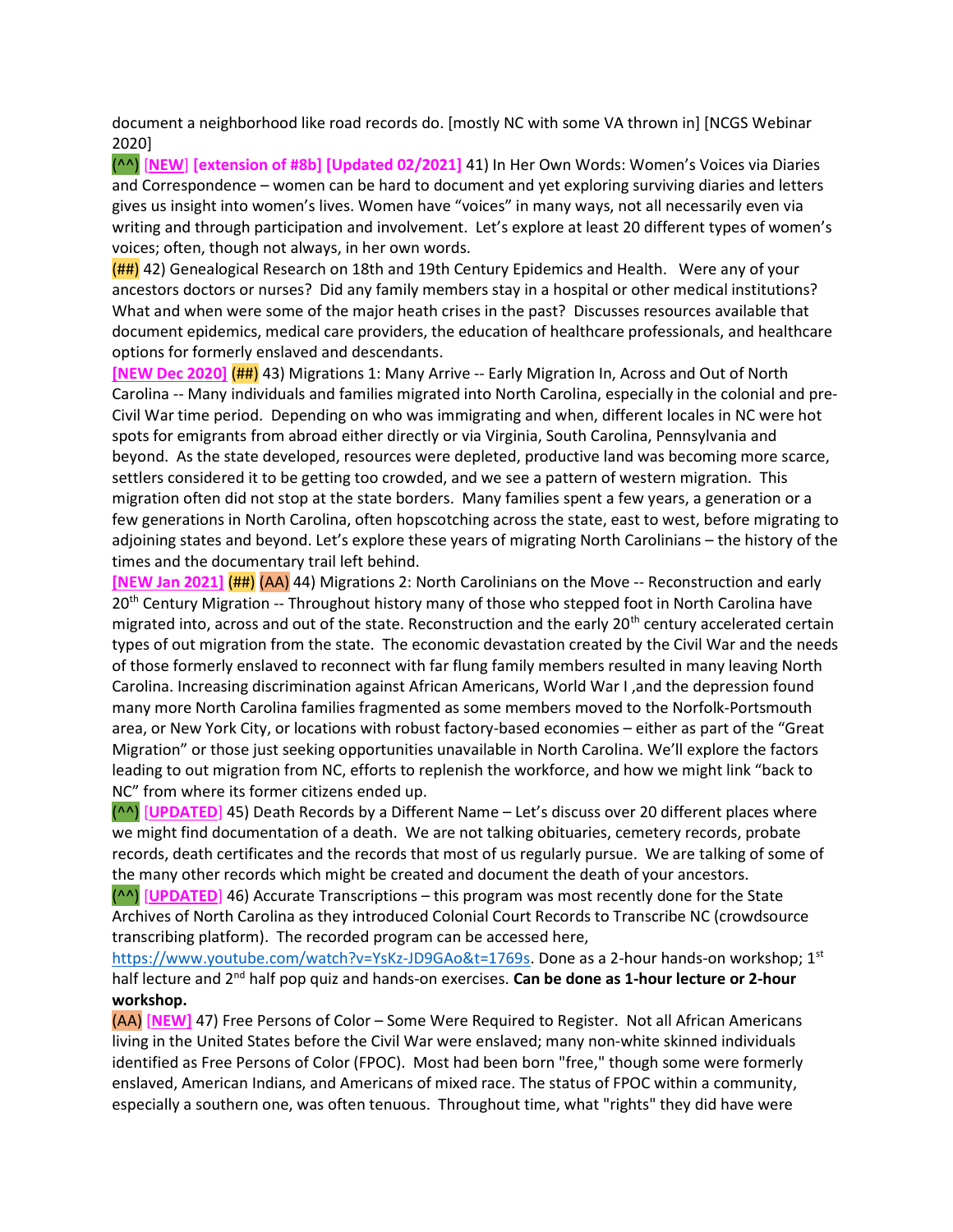document a neighborhood like road records do. [mostly NC with some VA thrown in] [NCGS Webinar 2020]

(^^) [NEW] **[extension of #8b] [Updated 02/2021]** 41) In Her Own Words: Women's Voices via Diaries and Correspondence – women can be hard to document and yet exploring surviving diaries and letters gives us insight into women's lives. Women have "voices" in many ways, not all necessarily even via writing and through participation and involvement. Let's explore at least 20 different types of women's voices; often, though not always, in her own words.

(##) 42) Genealogical Research on 18th and 19th Century Epidemics and Health. Were any of your ancestors doctors or nurses? Did any family members stay in a hospital or other medical institutions? What and when were some of the major heath crises in the past? Discusses resources available that document epidemics, medical care providers, the education of healthcare professionals, and healthcare options for formerly enslaved and descendants.

**[NEW Dec 2020]** (##) 43) Migrations 1: Many Arrive -- Early Migration In, Across and Out of North Carolina -- Many individuals and families migrated into North Carolina, especially in the colonial and pre-Civil War time period. Depending on who was immigrating and when, different locales in NC were hot spots for emigrants from abroad either directly or via Virginia, South Carolina, Pennsylvania and beyond. As the state developed, resources were depleted, productive land was becoming more scarce, settlers considered it to be getting too crowded, and we see a pattern of western migration. This migration often did not stop at the state borders. Many families spent a few years, a generation or a few generations in North Carolina, often hopscotching across the state, east to west, before migrating to adjoining states and beyond. Let's explore these years of migrating North Carolinians – the history of the times and the documentary trail left behind.

**[NEW Jan 2021]** (##) (AA) 44) Migrations 2: North Carolinians on the Move -- Reconstruction and early 20th Century Migration -- Throughout history many of those who stepped foot in North Carolina have migrated into, across and out of the state. Reconstruction and the early 20th century accelerated certain types of out migration from the state. The economic devastation created by the Civil War and the needs of those formerly enslaved to reconnect with far flung family members resulted in many leaving North Carolina. Increasing discrimination against African Americans, World War I ,and the depression found many more North Carolina families fragmented as some members moved to the Norfolk-Portsmouth area, or New York City, or locations with robust factory-based economies – either as part of the "Great Migration" or those just seeking opportunities unavailable in North Carolina. We'll explore the factors leading to out migration from NC, efforts to replenish the workforce, and how we might link "back to NC" from where its former citizens ended up.

(^^) [**UPDATED**] 45) Death Records by a Different Name – Let's discuss over 20 different places where we might find documentation of a death. We are not talking obituaries, cemetery records, probate records, death certificates and the records that most of us regularly pursue. We are talking of some of the many other records which might be created and document the death of your ancestors.

(^^) [**UPDATED**] 46) Accurate Transcriptions – this program was most recently done for the State Archives of North Carolina as they introduced Colonial Court Records to Transcribe NC (crowdsource transcribing platform). The recorded program can be accessed here, https://www.youtube.com/watch?v=YsKz-JD9GAo&t=1769s. Done as a 2-hour hands-on workshop; 1st half lecture and 2nd half pop quiz and hands-on exercises. **Can be done as 1-hour lecture or 2-hour workshop.**

(AA) **[NEW]** 47) Free Persons of Color – Some Were Required to Register. Not all African Americans living in the United States before the Civil War were enslaved; many non-white skinned individuals identified as Free Persons of Color (FPOC). Most had been born "free," though some were formerly enslaved, American Indians, and Americans of mixed race. The status of FPOC within a community, especially a southern one, was often tenuous. Throughout time, what "rights" they did have were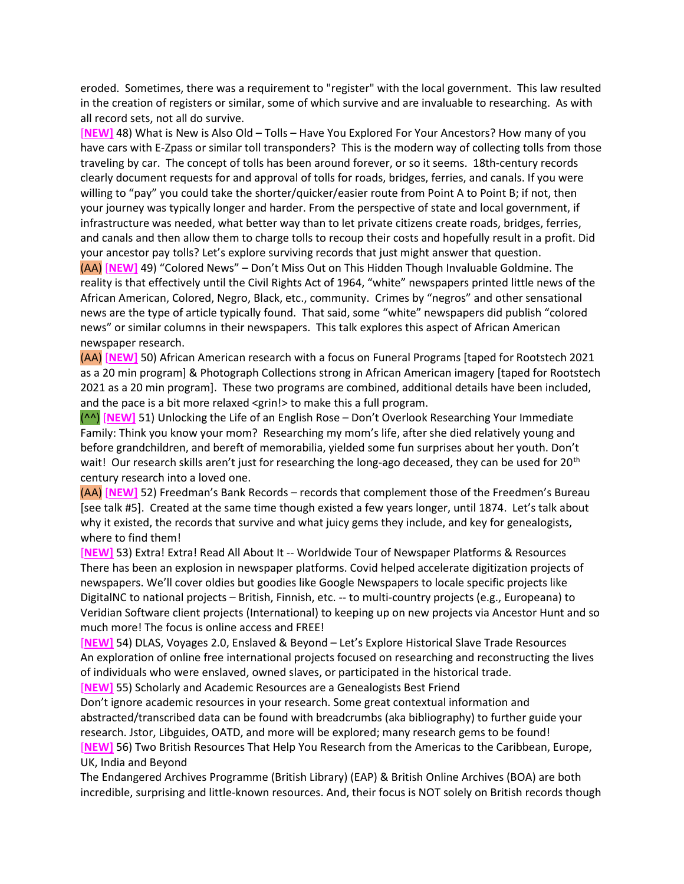eroded. Sometimes, there was a requirement to "register" with the local government. This law resulted in the creation of registers or similar, some of which survive and are invaluable to researching. As with all record sets, not all do survive.

[**NEW**] 48) What is New is Also Old – Tolls – Have You Explored For Your Ancestors? How many of you have cars with E-Zpass or similar toll transponders? This is the modern way of collecting tolls from those traveling by car. The concept of tolls has been around forever, or so it seems. 18th-century records clearly document requests for and approval of tolls for roads, bridges, ferries, and canals. If you were willing to "pay" you could take the shorter/quicker/easier route from Point A to Point B; if not, then your journey was typically longer and harder. From the perspective of state and local government, if infrastructure was needed, what better way than to let private citizens create roads, bridges, ferries, and canals and then allow them to charge tolls to recoup their costs and hopefully result in a profit. Did your ancestor pay tolls? Let's explore surviving records that just might answer that question.

(AA) [**NEW**] 49) "Colored News" – Don't Miss Out on This Hidden Though Invaluable Goldmine. The reality is that effectively until the Civil Rights Act of 1964, "white" newspapers printed little news of the African American, Colored, Negro, Black, etc., community. Crimes by "negros" and other sensational news are the type of article typically found. That said, some "white" newspapers did publish "colored news" or similar columns in their newspapers. This talk explores this aspect of African American newspaper research.

(AA) [**NEW**] 50) African American research with a focus on Funeral Programs [taped for Rootstech 2021 as a 20 min program] & Photograph Collections strong in African American imagery [taped for Rootstech 2021 as a 20 min program]. These two programs are combined, additional details have been included, and the pace is a bit more relaxed <grin!> to make this a full program.

(^^) [**NEW**] 51) Unlocking the Life of an English Rose – Don't Overlook Researching Your Immediate Family: Think you know your mom? Researching my mom's life, after she died relatively young and before grandchildren, and bereft of memorabilia, yielded some fun surprises about her youth. Don't wait! Our research skills aren't just for researching the long-ago deceased, they can be used for 20th century research into a loved one.

(AA) [**NEW**] 52) Freedman's Bank Records – records that complement those of the Freedmen's Bureau [see talk #5]. Created at the same time though existed a few years longer, until 1874. Let's talk about why it existed, the records that survive and what juicy gems they include, and key for genealogists, where to find them!

[**NEW**] 53) Extra! Extra! Read All About It -- Worldwide Tour of Newspaper Platforms & Resources
There has been an explosion in newspaper platforms. Covid helped accelerate digitization projects of newspapers. We'll cover oldies but goodies like Google Newspapers to locale specific projects like DigitalNC to national projects – British, Finnish, etc. -- to multi-country projects (e.g., Europeana) to Veridian Software client projects (International) to keeping up on new projects via Ancestor Hunt and so much more! The focus is online access and FREE!

[**NEW**] 54) DLAS, Voyages 2.0, Enslaved & Beyond – Let's Explore Historical Slave Trade Resources
An exploration of online free international projects focused on researching and reconstructing the lives of individuals who were enslaved, owned slaves, or participated in the historical trade.

[**NEW**] 55) Scholarly and Academic Resources are a Genealogists Best Friend
Don't ignore academic resources in your research. Some great contextual information and abstracted/transcribed data can be found with breadcrumbs (aka bibliography) to further guide your research. Jstor, Libguides, OATD, and more will be explored; many research gems to be found!

[**NEW**] 56) Two British Resources That Help You Research from the Americas to the Caribbean, Europe, UK, India and Beyond
The Endangered Archives Programme (British Library) (EAP) & British Online Archives (BOA) are both incredible, surprising and little-known resources. And, their focus is NOT solely on British records though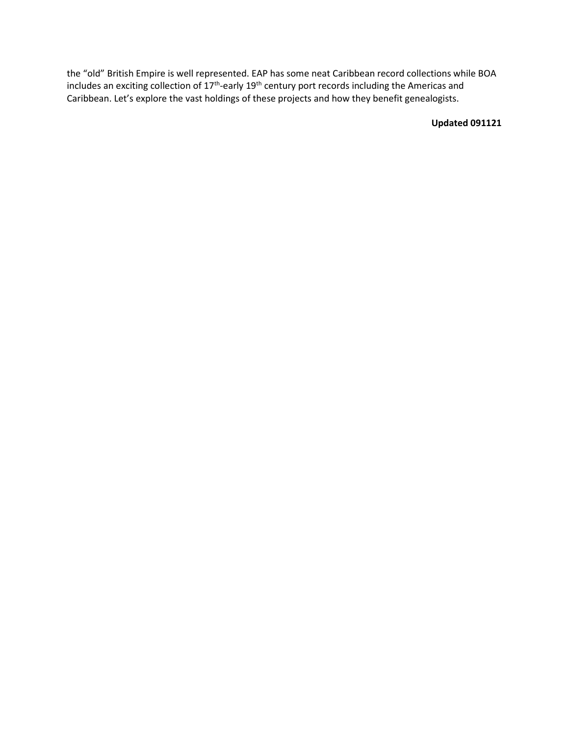the "old" British Empire is well represented. EAP has some neat Caribbean record collections while BOA includes an exciting collection of 17th-early 19th century port records including the Americas and Caribbean. Let's explore the vast holdings of these projects and how they benefit genealogists.

**Updated 091121**